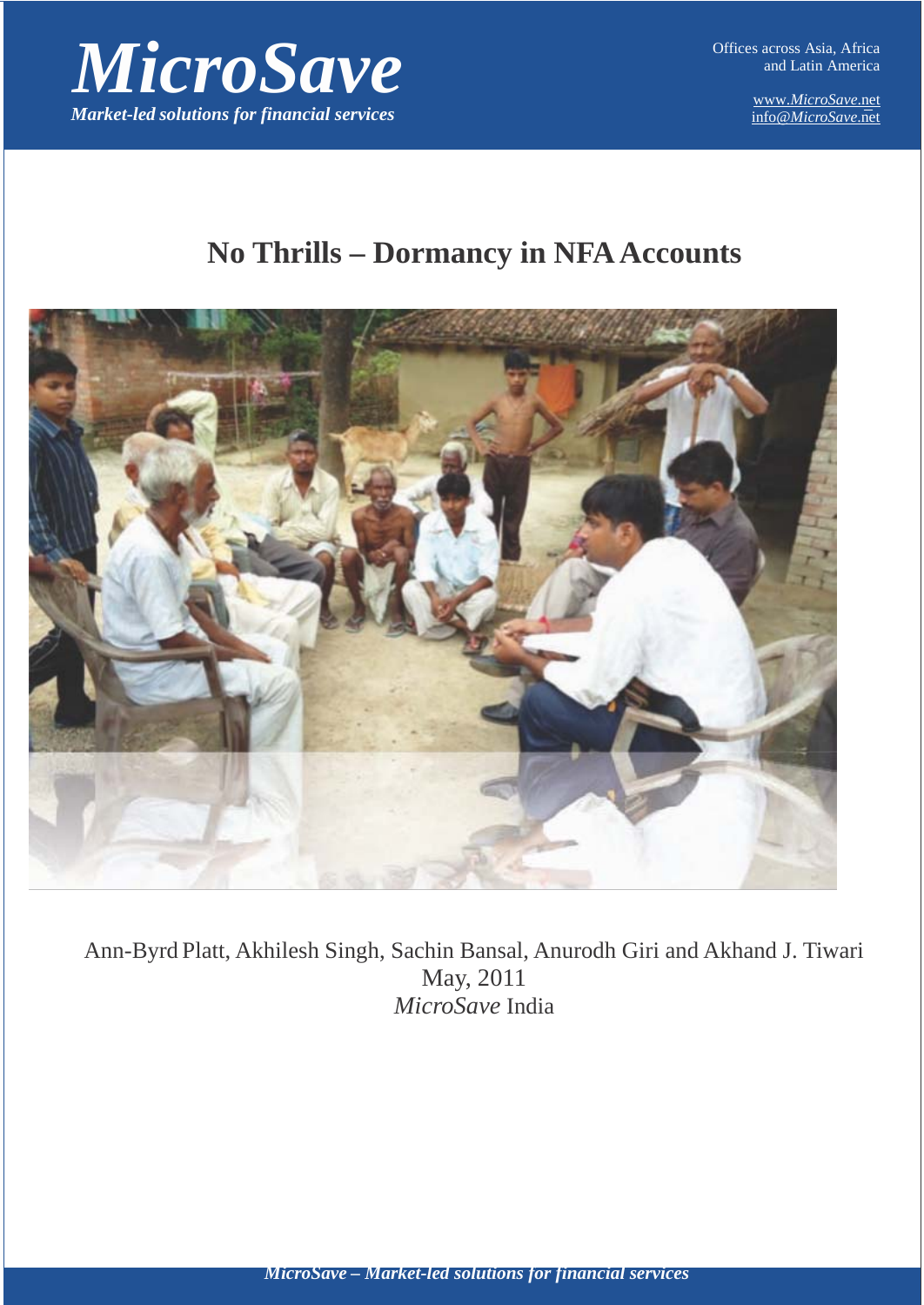# MicroSave

*Market-led solutions for financial services*

Offices across Asia, Africa and Latin America

www.*MicroSave*.net
info@*MicroSave*.net

# No Thrills – Dormancy in NFA Accounts

Ann-Byrd Platt, Akhilesh Singh, Sachin Bansal, Anurodh Giri and Akhand J. Tiwari

May, 2011

*MicroSave* India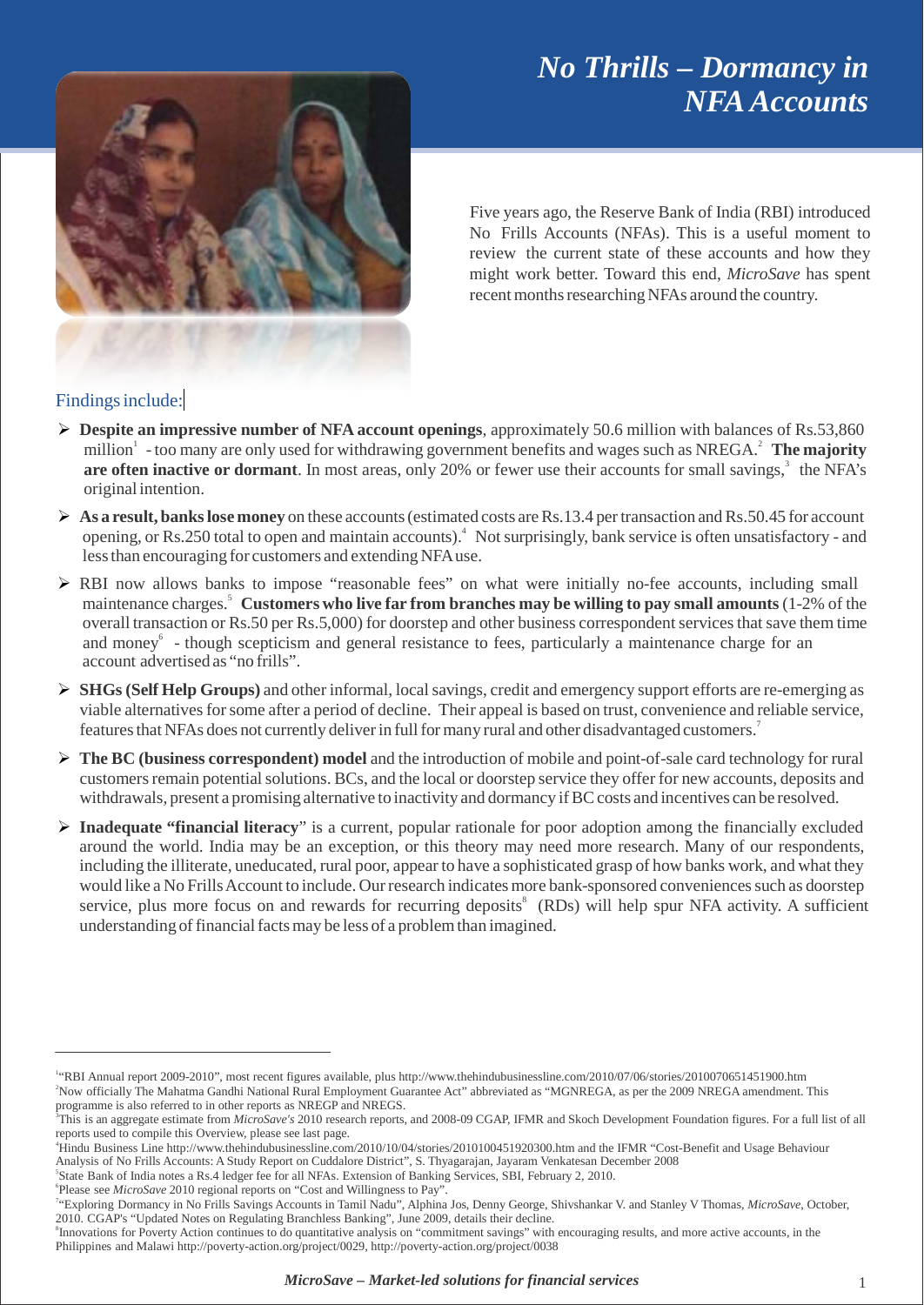# *No Thrills – Dormancy in NFA Accounts*

Five years ago, the Reserve Bank of India (RBI) introduced No Frills Accounts (NFAs). This is a useful moment to review the current state of these accounts and how they might work better. Toward this end, *MicroSave* has spent recent months researching NFAs around the country.

## Findings include:

- **Despite an impressive number of NFA account openings**, approximately 50.6 million with balances of Rs.53,860 million[1] - too many are only used for withdrawing government benefits and wages such as NREGA.[2] **The majority are often inactive or dormant**. In most areas, only 20% or fewer use their accounts for small savings,[3] the NFA's original intention.
- **As a result, banks lose money** on these accounts (estimated costs are Rs.13.4 per transaction and Rs.50.45 for account opening, or Rs.250 total to open and maintain accounts).[4] Not surprisingly, bank service is often unsatisfactory - and less than encouraging for customers and extending NFA use.
- RBI now allows banks to impose "reasonable fees" on what were initially no-fee accounts, including small maintenance charges.[5] **Customers who live far from branches may be willing to pay small amounts** (1-2% of the overall transaction or Rs.50 per Rs.5,000) for doorstep and other business correspondent services that save them time and money[6] - though scepticism and general resistance to fees, particularly a maintenance charge for an account advertised as "no frills".
- **SHGs (Self Help Groups)** and other informal, local savings, credit and emergency support efforts are re-emerging as viable alternatives for some after a period of decline. Their appeal is based on trust, convenience and reliable service, features that NFAs does not currently deliver in full for many rural and other disadvantaged customers.[7]
- **The BC (business correspondent) model** and the introduction of mobile and point-of-sale card technology for rural customers remain potential solutions. BCs, and the local or doorstep service they offer for new accounts, deposits and withdrawals, present a promising alternative to inactivity and dormancy if BC costs and incentives can be resolved.
- **Inadequate "financial literacy**" is a current, popular rationale for poor adoption among the financially excluded around the world. India may be an exception, or this theory may need more research. Many of our respondents, including the illiterate, uneducated, rural poor, appear to have a sophisticated grasp of how banks work, and what they would like a No Frills Account to include. Our research indicates more bank-sponsored conveniences such as doorstep service, plus more focus on and rewards for recurring deposits[8] (RDs) will help spur NFA activity. A sufficient understanding of financial facts may be less of a problem than imagined.

---

[1] "RBI Annual report 2009-2010", most recent figures available, plus http://www.thehindubusinessline.com/2010/07/06/stories/2010070651451900.htm

[2] Now officially The Mahatma Gandhi National Rural Employment Guarantee Act" abbreviated as "MGNREGA, as per the 2009 NREGA amendment. This programme is also referred to in other reports as NREGP and NREGS.

[3] This is an aggregate estimate from *MicroSave's* 2010 research reports, and 2008-09 CGAP, IFMR and Skoch Development Foundation figures. For a full list of all reports used to compile this Overview, please see last page.

[4] Hindu Business Line http://www.thehindubusinessline.com/2010/10/04/stories/2010100451920300.htm and the IFMR "Cost-Benefit and Usage Behaviour Analysis of No Frills Accounts: A Study Report on Cuddalore District", S. Thyagarajan, Jayaram Venkatesan December 2008

[5] State Bank of India notes a Rs.4 ledger fee for all NFAs. Extension of Banking Services, SBI, February 2, 2010.

[6] Please see *MicroSave* 2010 regional reports on "Cost and Willingness to Pay".

[7] "Exploring Dormancy in No Frills Savings Accounts in Tamil Nadu", Alphina Jos, Denny George, Shivshankar V. and Stanley V Thomas, *MicroSave*, October, 2010. CGAP's "Updated Notes on Regulating Branchless Banking", June 2009, details their decline.

[8] Innovations for Poverty Action continues to do quantitative analysis on "commitment savings" with encouraging results, and more active accounts, in the Philippines and Malawi http://poverty-action.org/project/0029, http://poverty-action.org/project/0038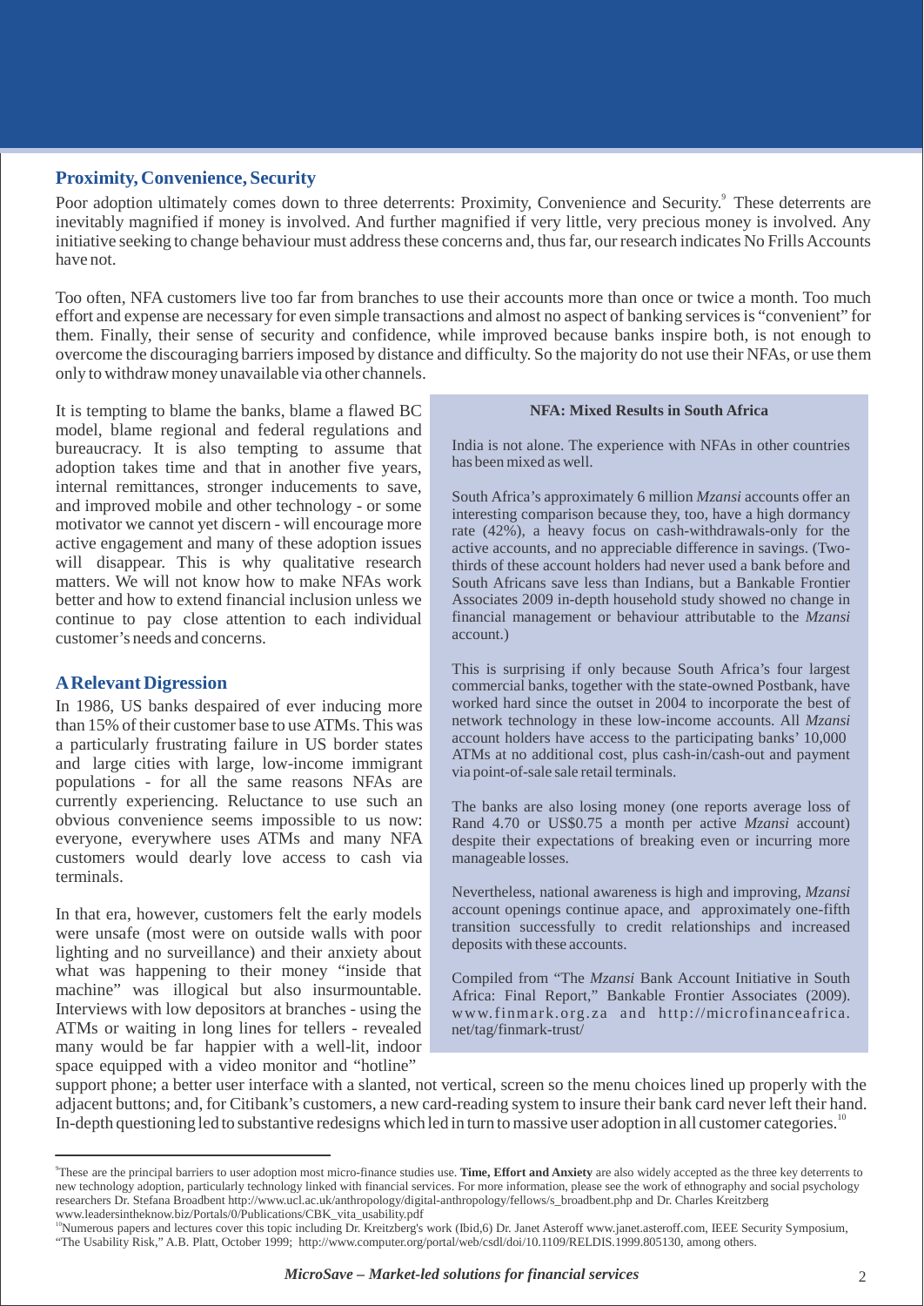## Proximity, Convenience, Security

Poor adoption ultimately comes down to three deterrents: Proximity, Convenience and Security.[9] These deterrents are inevitably magnified if money is involved. And further magnified if very little, very precious money is involved. Any initiative seeking to change behaviour must address these concerns and, thus far, our research indicates No Frills Accounts have not.

Too often, NFA customers live too far from branches to use their accounts more than once or twice a month. Too much effort and expense are necessary for even simple transactions and almost no aspect of banking services is "convenient" for them. Finally, their sense of security and confidence, while improved because banks inspire both, is not enough to overcome the discouraging barriers imposed by distance and difficulty. So the majority do not use their NFAs, or use them only to withdraw money unavailable via other channels.

It is tempting to blame the banks, blame a flawed BC model, blame regional and federal regulations and bureaucracy. It is also tempting to assume that adoption takes time and that in another five years, internal remittances, stronger inducements to save, and improved mobile and other technology - or some motivator we cannot yet discern - will encourage more active engagement and many of these adoption issues will disappear. This is why qualitative research matters. We will not know how to make NFAs work better and how to extend financial inclusion unless we continue to pay close attention to each individual customer's needs and concerns.

## A Relevant Digression

In 1986, US banks despaired of ever inducing more than 15% of their customer base to use ATMs. This was a particularly frustrating failure in US border states and large cities with large, low-income immigrant populations - for all the same reasons NFAs are currently experiencing. Reluctance to use such an obvious convenience seems impossible to us now: everyone, everywhere uses ATMs and many NFA customers would dearly love access to cash via terminals.

In that era, however, customers felt the early models were unsafe (most were on outside walls with poor lighting and no surveillance) and their anxiety about what was happening to their money "inside that machine" was illogical but also insurmountable. Interviews with low depositors at branches - using the ATMs or waiting in long lines for tellers - revealed many would be far happier with a well-lit, indoor space equipped with a video monitor and "hotline" support phone; a better user interface with a slanted, not vertical, screen so the menu choices lined up properly with the adjacent buttons; and, for Citibank's customers, a new card-reading system to insure their bank card never left their hand. In-depth questioning led to substantive redesigns which led in turn to massive user adoption in all customer categories.[10]

> **NFA: Mixed Results in South Africa**
>
> India is not alone. The experience with NFAs in other countries has been mixed as well.
>
> South Africa's approximately 6 million *Mzansi* accounts offer an interesting comparison because they, too, have a high dormancy rate (42%), a heavy focus on cash-withdrawals-only for the active accounts, and no appreciable difference in savings. (Two-thirds of these account holders had never used a bank before and South Africans save less than Indians, but a Bankable Frontier Associates 2009 in-depth household study showed no change in financial management or behaviour attributable to the *Mzansi* account.)
>
> This is surprising if only because South Africa's four largest commercial banks, together with the state-owned Postbank, have worked hard since the outset in 2004 to incorporate the best of network technology in these low-income accounts. All *Mzansi* account holders have access to the participating banks' 10,000 ATMs at no additional cost, plus cash-in/cash-out and payment via point-of-sale sale retail terminals.
>
> The banks are also losing money (one reports average loss of Rand 4.70 or US$0.75 a month per active *Mzansi* account) despite their expectations of breaking even or incurring more manageable losses.
>
> Nevertheless, national awareness is high and improving, *Mzansi* account openings continue apace, and approximately one-fifth transition successfully to credit relationships and increased deposits with these accounts.
>
> Compiled from "The *Mzansi* Bank Account Initiative in South Africa: Final Report," Bankable Frontier Associates (2009). www.finmark.org.za and http://microfinanceafrica.net/tag/finmark-trust/

---

[9] These are the principal barriers to user adoption most micro-finance studies use. **Time, Effort and Anxiety** are also widely accepted as the three key deterrents to new technology adoption, particularly technology linked with financial services. For more information, please see the work of ethnography and social psychology researchers Dr. Stefana Broadbent http://www.ucl.ac.uk/anthropology/digital-anthropology/fellows/s_broadbent.php and Dr. Charles Kreitzberg www.leadersintheknow.biz/Portals/0/Publications/CBK_vita_usability.pdf

[10] Numerous papers and lectures cover this topic including Dr. Kreitzberg's work (Ibid,6) Dr. Janet Asteroff www.janet.asteroff.com, IEEE Security Symposium, "The Usability Risk," A.B. Platt, October 1999; http://www.computer.org/portal/web/csdl/doi/10.1109/RELDIS.1999.805130, among others.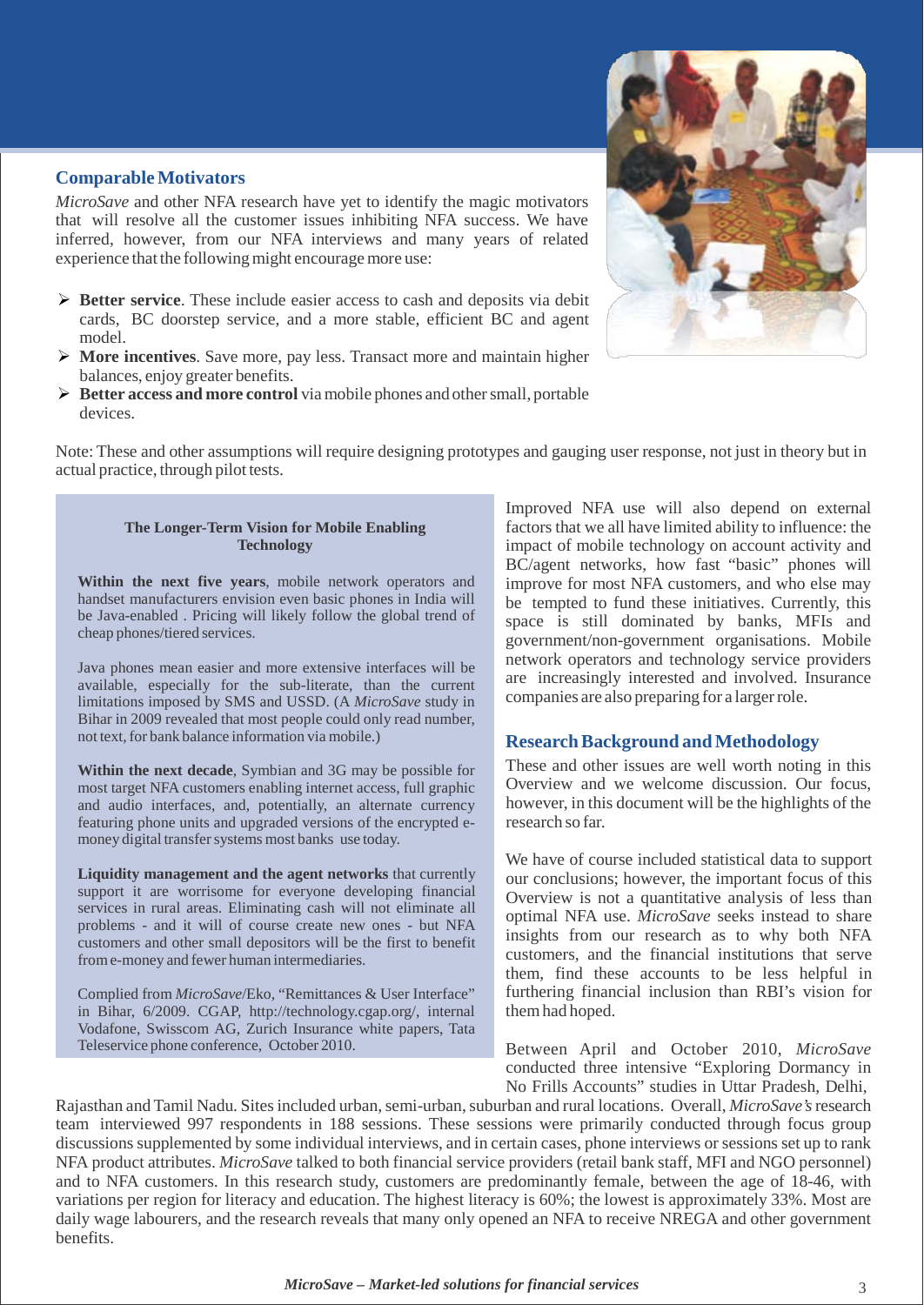## Comparable Motivators

*MicroSave* and other NFA research have yet to identify the magic motivators that will resolve all the customer issues inhibiting NFA success. We have inferred, however, from our NFA interviews and many years of related experience that the following might encourage more use:

- **Better service**. These include easier access to cash and deposits via debit cards, BC doorstep service, and a more stable, efficient BC and agent model.
- **More incentives**. Save more, pay less. Transact more and maintain higher balances, enjoy greater benefits.
- **Better access and more control** via mobile phones and other small, portable devices.

Note: These and other assumptions will require designing prototypes and gauging user response, not just in theory but in actual practice, through pilot tests.

> **The Longer-Term Vision for Mobile Enabling Technology**
>
> **Within the next five years**, mobile network operators and handset manufacturers envision even basic phones in India will be Java-enabled . Pricing will likely follow the global trend of cheap phones/tiered services.
>
> Java phones mean easier and more extensive interfaces will be available, especially for the sub-literate, than the current limitations imposed by SMS and USSD. (A *MicroSave* study in Bihar in 2009 revealed that most people could only read number, not text, for bank balance information via mobile.)
>
> **Within the next decade**, Symbian and 3G may be possible for most target NFA customers enabling internet access, full graphic and audio interfaces, and, potentially, an alternate currency featuring phone units and upgraded versions of the encrypted e-money digital transfer systems most banks use today.
>
> **Liquidity management and the agent networks** that currently support it are worrisome for everyone developing financial services in rural areas. Eliminating cash will not eliminate all problems - and it will of course create new ones - but NFA customers and other small depositors will be the first to benefit from e-money and fewer human intermediaries.
>
> Complied from *MicroSave*/Eko, "Remittances & User Interface" in Bihar, 6/2009. CGAP, http://technology.cgap.org/, internal Vodafone, Swisscom AG, Zurich Insurance white papers, Tata Teleservice phone conference, October 2010.

Improved NFA use will also depend on external factors that we all have limited ability to influence: the impact of mobile technology on account activity and BC/agent networks, how fast "basic" phones will improve for most NFA customers, and who else may be tempted to fund these initiatives. Currently, this space is still dominated by banks, MFIs and government/non-government organisations. Mobile network operators and technology service providers are increasingly interested and involved. Insurance companies are also preparing for a larger role.

## Research Background and Methodology

These and other issues are well worth noting in this Overview and we welcome discussion. Our focus, however, in this document will be the highlights of the research so far.

We have of course included statistical data to support our conclusions; however, the important focus of this Overview is not a quantitative analysis of less than optimal NFA use. *MicroSave* seeks instead to share insights from our research as to why both NFA customers, and the financial institutions that serve them, find these accounts to be less helpful in furthering financial inclusion than RBI's vision for them had hoped.

Between April and October 2010, *MicroSave* conducted three intensive "Exploring Dormancy in No Frills Accounts" studies in Uttar Pradesh, Delhi, Rajasthan and Tamil Nadu. Sites included urban, semi-urban, suburban and rural locations. Overall, *MicroSave's* research team interviewed 997 respondents in 188 sessions. These sessions were primarily conducted through focus group discussions supplemented by some individual interviews, and in certain cases, phone interviews or sessions set up to rank NFA product attributes. *MicroSave* talked to both financial service providers (retail bank staff, MFI and NGO personnel) and to NFA customers. In this research study, customers are predominantly female, between the age of 18-46, with variations per region for literacy and education. The highest literacy is 60%; the lowest is approximately 33%. Most are daily wage labourers, and the research reveals that many only opened an NFA to receive NREGA and other government benefits.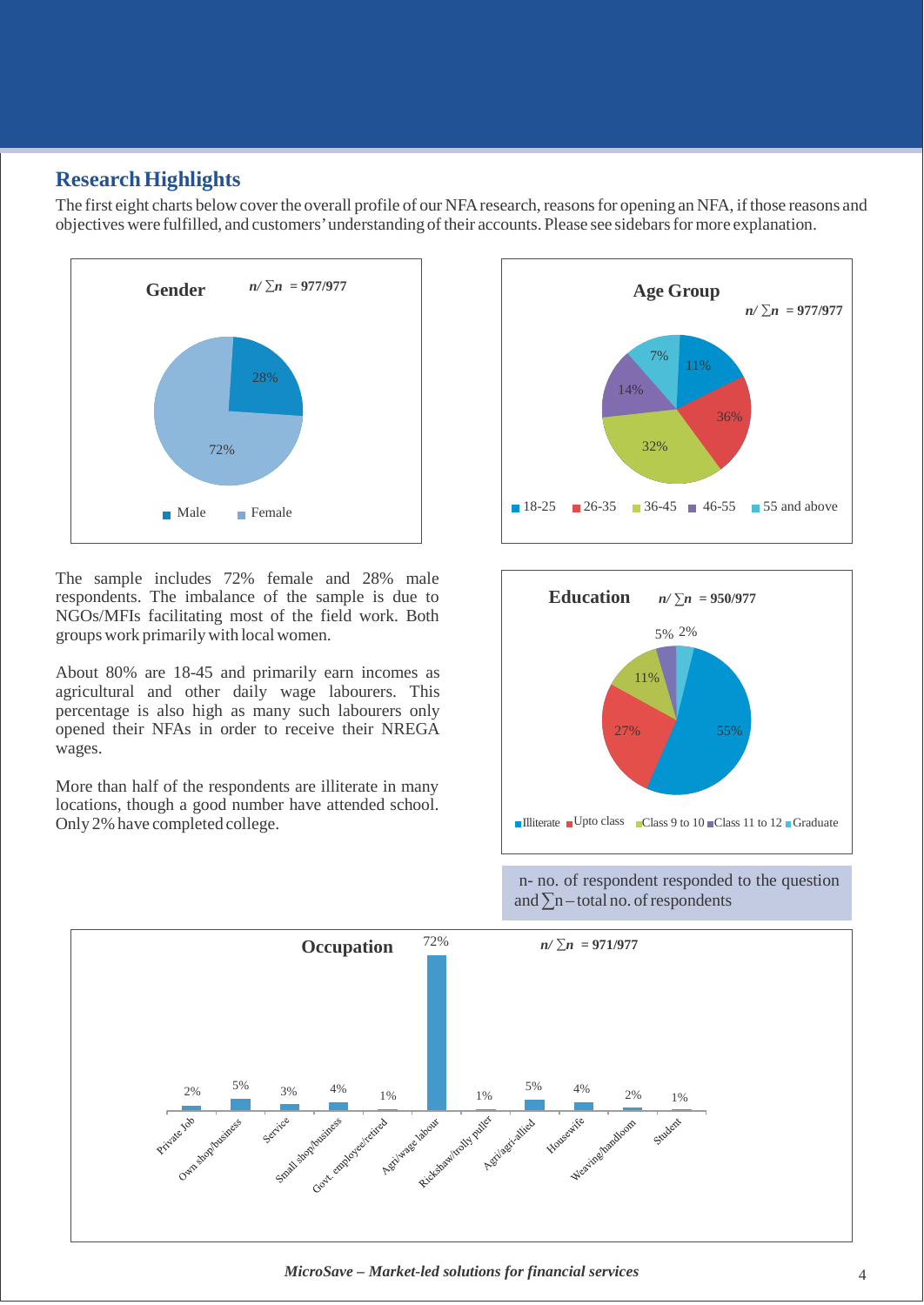## Research Highlights

The first eight charts below cover the overall profile of our NFA research, reasons for opening an NFA, if those reasons and objectives were fulfilled, and customers' understanding of their accounts. Please see sidebars for more explanation.

**Gender** $n/\sum n$ = 977/977

| Gender | % |
|---|---|
| Male | 28% |
| Female | 72% |

**Age Group** $n/\sum n$ = 977/977

| Age Group | % |
|---|---|
| 18-25 | 11% |
| 26-35 | 36% |
| 36-45 | 32% |
| 46-55 | 14% |
| 55 and above | 7% |

The sample includes 72% female and 28% male respondents. The imbalance of the sample is due to NGOs/MFIs facilitating most of the field work. Both groups work primarily with local women.

About 80% are 18-45 and primarily earn incomes as agricultural and other daily wage labourers. This percentage is also high as many such labourers only opened their NFAs in order to receive their NREGA wages.

More than half of the respondents are illiterate in many locations, though a good number have attended school. Only 2% have completed college.

**Education** $n/\sum n$ = 950/977

| Education | % |
|---|---|
| Illiterate | 55% |
| Upto class | 27% |
| Class 9 to 10 | 11% |
| Class 11 to 12 | 5% |
| Graduate | 2% |

n- no. of respondent responded to the question and $\sum$n – total no. of respondents

**Occupation** $n/\sum n$ = 971/977

| Occupation | % |
|---|---|
| Private Job | 2% |
| Own shop/business | 5% |
| Service | 3% |
| Small shop/business | 4% |
| Govt. employee/retired | 1% |
| Agri/wage labour | 72% |
| Rickshaw/trolly puller | 1% |
| Agri/agri-allied | 5% |
| Housewife | 4% |
| Weaving/handloom | 2% |
| Student | 1% |

*MicroSave – Market-led solutions for financial services*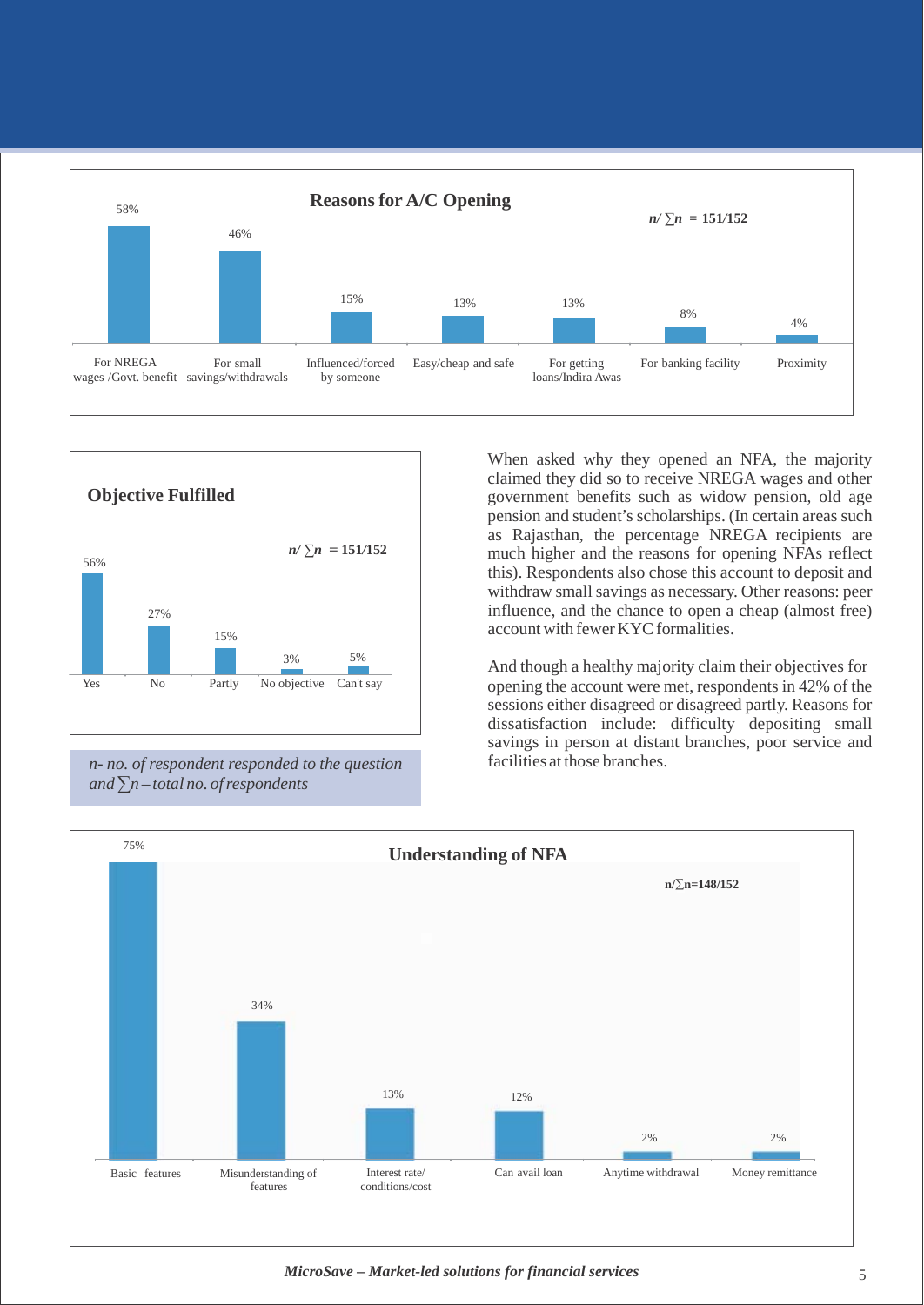**Reasons for A/C Opening**

*n/ ∑n = 151/152*

| Reason | Percentage |
|---|---|
| For NREGA wages /Govt. benefit | 58% |
| For small savings/withdrawals | 46% |
| Influenced/forced by someone | 15% |
| Easy/cheap and safe | 13% |
| For getting loans/Indira Awas | 13% |
| For banking facility | 8% |
| Proximity | 4% |

**Objective Fulfilled**

*n/ ∑n = 151/152*

| Response | Percentage |
|---|---|
| Yes | 56% |
| No | 27% |
| Partly | 15% |
| No objective | 3% |
| Can't say | 5% |

*n- no. of respondent responded to the question and ∑n – total no. of respondents*

When asked why they opened an NFA, the majority claimed they did so to receive NREGA wages and other government benefits such as widow pension, old age pension and student's scholarships. (In certain areas such as Rajasthan, the percentage NREGA recipients are much higher and the reasons for opening NFAs reflect this). Respondents also chose this account to deposit and withdraw small savings as necessary. Other reasons: peer influence, and the chance to open a cheap (almost free) account with fewer KYC formalities.

And though a healthy majority claim their objectives for opening the account were met, respondents in 42% of the sessions either disagreed or disagreed partly. Reasons for dissatisfaction include: difficulty depositing small savings in person at distant branches, poor service and facilities at those branches.

**Understanding of NFA**

**n/∑n=148/152**

| Understanding | Percentage |
|---|---|
| Basic features | 75% |
| Misunderstanding of features | 34% |
| Interest rate/ conditions/cost | 13% |
| Can avail loan | 12% |
| Anytime withdrawal | 2% |
| Money remittance | 2% |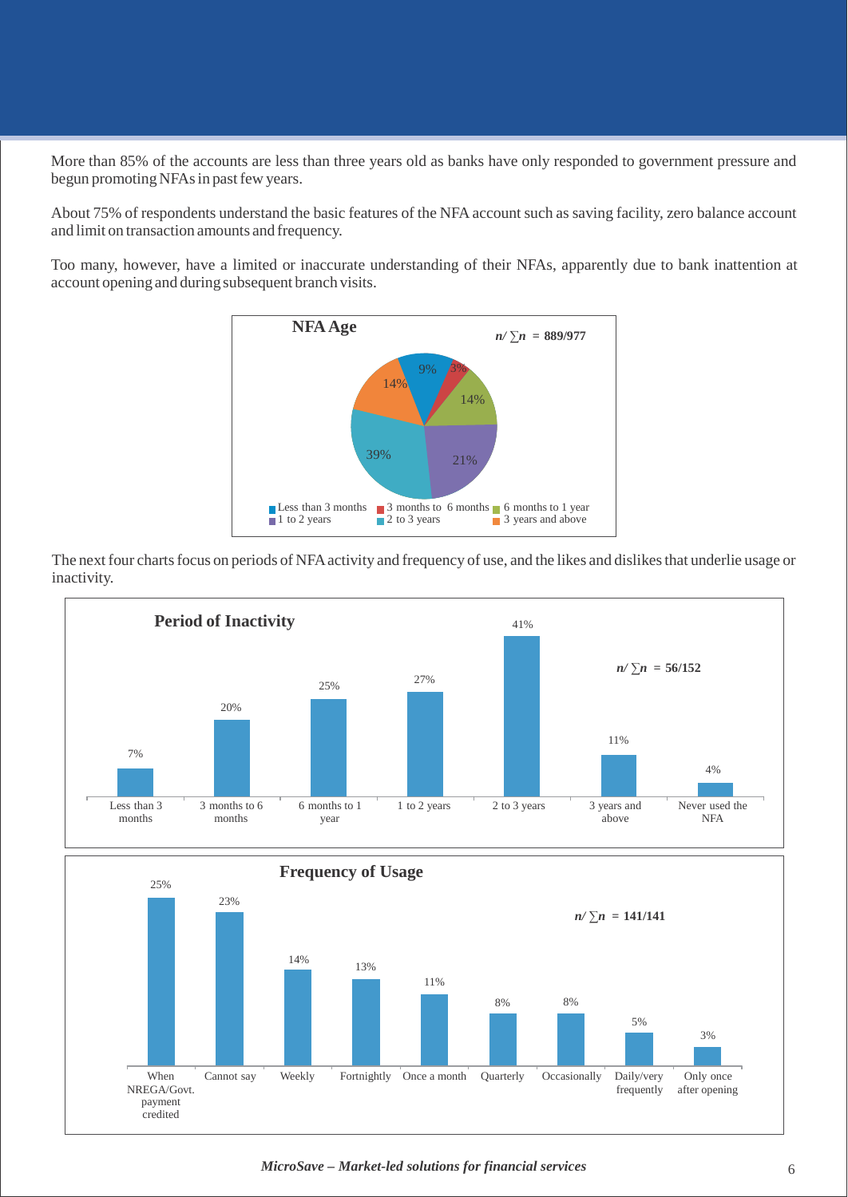More than 85% of the accounts are less than three years old as banks have only responded to government pressure and begun promoting NFAs in past few years.

About 75% of respondents understand the basic features of the NFA account such as saving facility, zero balance account and limit on transaction amounts and frequency.

Too many, however, have a limited or inaccurate understanding of their NFAs, apparently due to bank inattention at account opening and during subsequent branch visits.

**NFA Age**

$n/\sum n$ = **889/977**

| NFA Age | % |
|---|---|
| Less than 3 months | 9% |
| 3 months to 6 months | 3% |
| 6 months to 1 year | 14% |
| 1 to 2 years | 21% |
| 2 to 3 years | 39% |
| 3 years and above | 14% |

The next four charts focus on periods of NFA activity and frequency of use, and the likes and dislikes that underlie usage or inactivity.

**Period of Inactivity**

$n/\sum n$ = **56/152**

| Period of Inactivity | % |
|---|---|
| Less than 3 months | 7% |
| 3 months to 6 months | 20% |
| 6 months to 1 year | 25% |
| 1 to 2 years | 27% |
| 2 to 3 years | 41% |
| 3 years and above | 11% |
| Never used the NFA | 4% |

**Frequency of Usage**

$n/\sum n$ = **141/141**

| Frequency of Usage | % |
|---|---|
| When NREGA/Govt. payment credited | 25% |
| Cannot say | 23% |
| Weekly | 14% |
| Fortnightly | 13% |
| Once a month | 11% |
| Quarterly | 8% |
| Occasionally | 8% |
| Daily/very frequently | 5% |
| Only once after opening | 3% |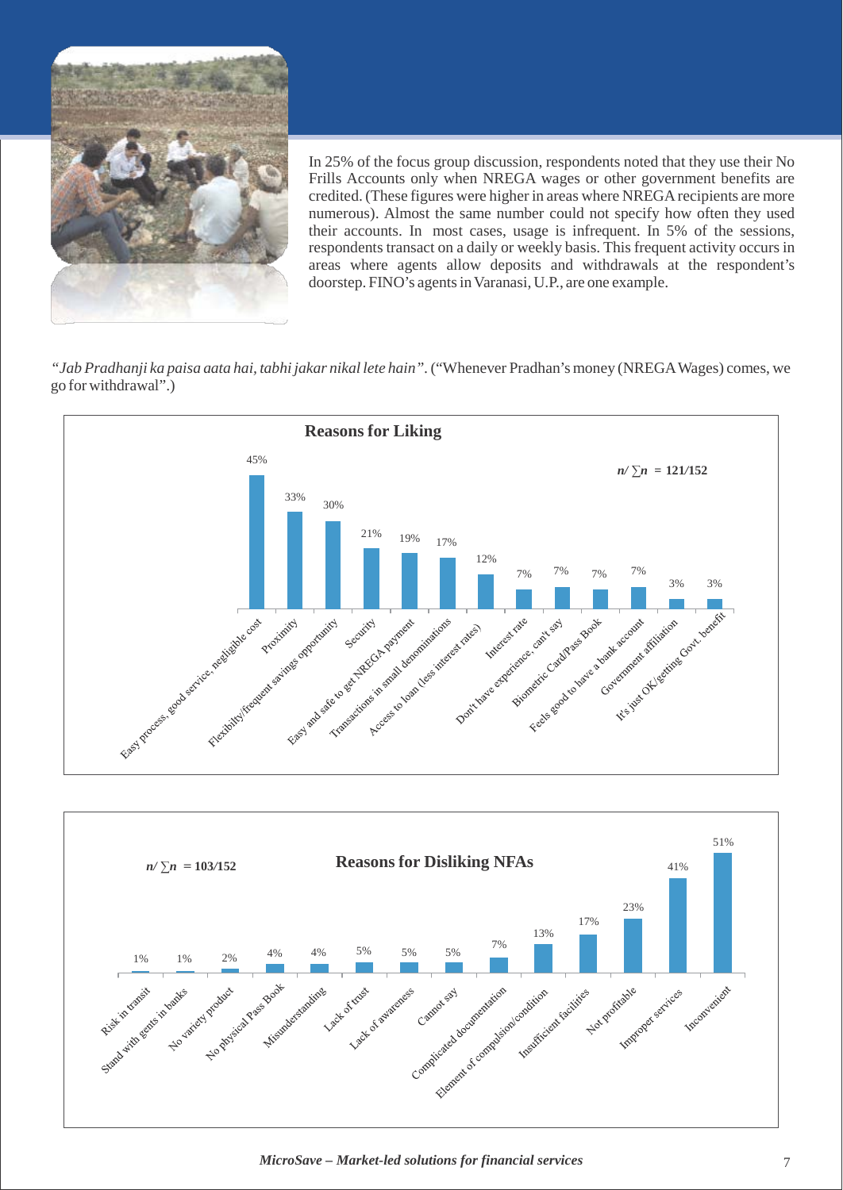In 25% of the focus group discussion, respondents noted that they use their No Frills Accounts only when NREGA wages or other government benefits are credited. (These figures were higher in areas where NREGA recipients are more numerous). Almost the same number could not specify how often they used their accounts. In most cases, usage is infrequent. In 5% of the sessions, respondents transact on a daily or weekly basis. This frequent activity occurs in areas where agents allow deposits and withdrawals at the respondent's doorstep. FINO's agents in Varanasi, U.P., are one example.

*"Jab Pradhanji ka paisa aata hai, tabhi jakar nikal lete hain".* ("Whenever Pradhan's money (NREGA Wages) comes, we go for withdrawal".)

**Reasons for Liking**

$n/\sum n = 121/152$

| Reason | % |
|---|---|
| Easy process, good service, negligible cost | 45% |
| Proximity | 33% |
| Flexibilty/frequent savings opportunity | 30% |
| Security | 21% |
| Easy and safe to get NREGA payment | 19% |
| Transactions in small denominations | 17% |
| Access to loan (less interest rates) | 12% |
| Interest rate | 7% |
| Don't have experience, can't say | 7% |
| Biometric Card/Pass Book | 7% |
| Feels good to have a bank account | 7% |
| Government affiliation | 3% |
| It's just OK/getting Govt. benefit | 3% |

**Reasons for Disliking NFAs**

$n/\sum n = 103/152$

| Reason | % |
|---|---|
| Risk in transit | 1% |
| Stand with gents in banks | 1% |
| No variety product | 2% |
| No physical Pass Book | 4% |
| Misunderstanding | 4% |
| Lack of trust | 5% |
| Lack of awareness | 5% |
| Cannot say | 5% |
| Complicated documentation | 7% |
| Element of compulsion/condition | 13% |
| Insufficient facilities | 17% |
| Not profitable | 23% |
| Improper services | 41% |
| Inconvenient | 51% |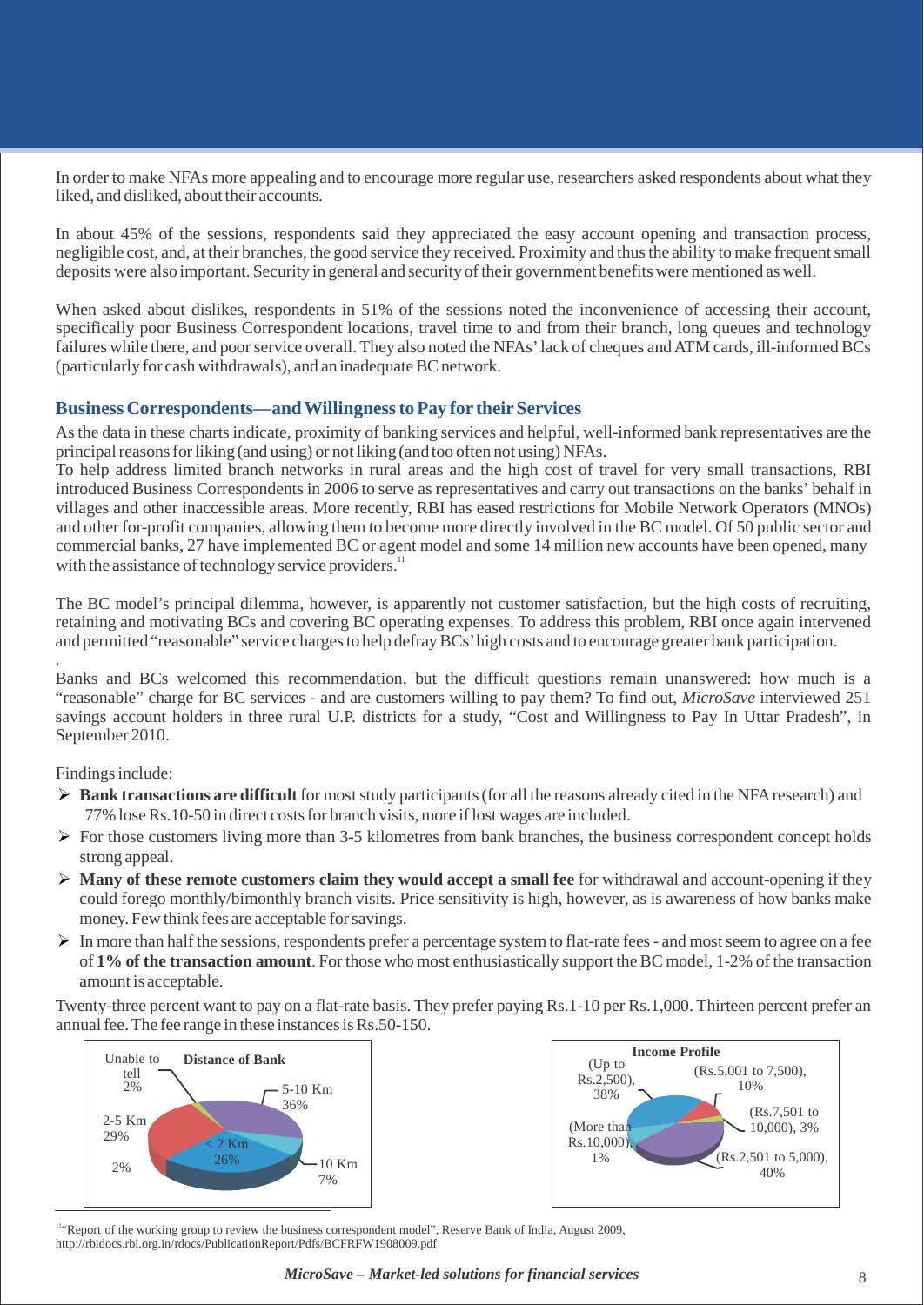In order to make NFAs more appealing and to encourage more regular use, researchers asked respondents about what they liked, and disliked, about their accounts.

In about 45% of the sessions, respondents said they appreciated the easy account opening and transaction process, negligible cost, and, at their branches, the good service they received. Proximity and thus the ability to make frequent small deposits were also important. Security in general and security of their government benefits were mentioned as well.

When asked about dislikes, respondents in 51% of the sessions noted the inconvenience of accessing their account, specifically poor Business Correspondent locations, travel time to and from their branch, long queues and technology failures while there, and poor service overall. They also noted the NFAs' lack of cheques and ATM cards, ill-informed BCs (particularly for cash withdrawals), and an inadequate BC network.

## Business Correspondents—and Willingness to Pay for their Services

As the data in these charts indicate, proximity of banking services and helpful, well-informed bank representatives are the principal reasons for liking (and using) or not liking (and too often not using) NFAs.

To help address limited branch networks in rural areas and the high cost of travel for very small transactions, RBI introduced Business Correspondents in 2006 to serve as representatives and carry out transactions on the banks' behalf in villages and other inaccessible areas. More recently, RBI has eased restrictions for Mobile Network Operators (MNOs) and other for-profit companies, allowing them to become more directly involved in the BC model. Of 50 public sector and commercial banks, 27 have implemented BC or agent model and some 14 million new accounts have been opened, many with the assistance of technology service providers.[11]

The BC model's principal dilemma, however, is apparently not customer satisfaction, but the high costs of recruiting, retaining and motivating BCs and covering BC operating expenses. To address this problem, RBI once again intervened and permitted "reasonable" service charges to help defray BCs' high costs and to encourage greater bank participation.

Banks and BCs welcomed this recommendation, but the difficult questions remain unanswered: how much is a "reasonable" charge for BC services - and are customers willing to pay them? To find out, *MicroSave* interviewed 251 savings account holders in three rural U.P. districts for a study, "Cost and Willingness to Pay In Uttar Pradesh", in September 2010.

Findings include:

- **Bank transactions are difficult** for most study participants (for all the reasons already cited in the NFA research) and 77% lose Rs.10-50 in direct costs for branch visits, more if lost wages are included.
- For those customers living more than 3-5 kilometres from bank branches, the business correspondent concept holds strong appeal.
- **Many of these remote customers claim they would accept a small fee** for withdrawal and account-opening if they could forego monthly/bimonthly branch visits. Price sensitivity is high, however, as is awareness of how banks make money. Few think fees are acceptable for savings.
- In more than half the sessions, respondents prefer a percentage system to flat-rate fees - and most seem to agree on a fee of **1% of the transaction amount**. For those who most enthusiastically support the BC model, 1-2% of the transaction amount is acceptable.

Twenty-three percent want to pay on a flat-rate basis. They prefer paying Rs.1-10 per Rs.1,000. Thirteen percent prefer an annual fee. The fee range in these instances is Rs.50-150.

**Distance of Bank**

| Distance | Share |
|---|---|
| < 2 Km | 26% |
| 2-5 Km | 29% |
| 5-10 Km | 36% |
| 10 Km | 7% |
| Unable to tell | 2% |
| (unlabelled) | 2% |

**Income Profile**

| Income | Share |
|---|---|
| (Up to Rs.2,500) | 38% |
| (Rs.2,501 to 5,000) | 40% |
| (Rs.5,001 to 7,500) | 10% |
| (Rs.7,501 to 10,000) | 3% |
| (More than Rs.10,000) | 1% |

[11] "Report of the working group to review the business correspondent model", Reserve Bank of India, August 2009, http://rbidocs.rbi.org.in/rdocs/PublicationReport/Pdfs/BCFRFW1908009.pdf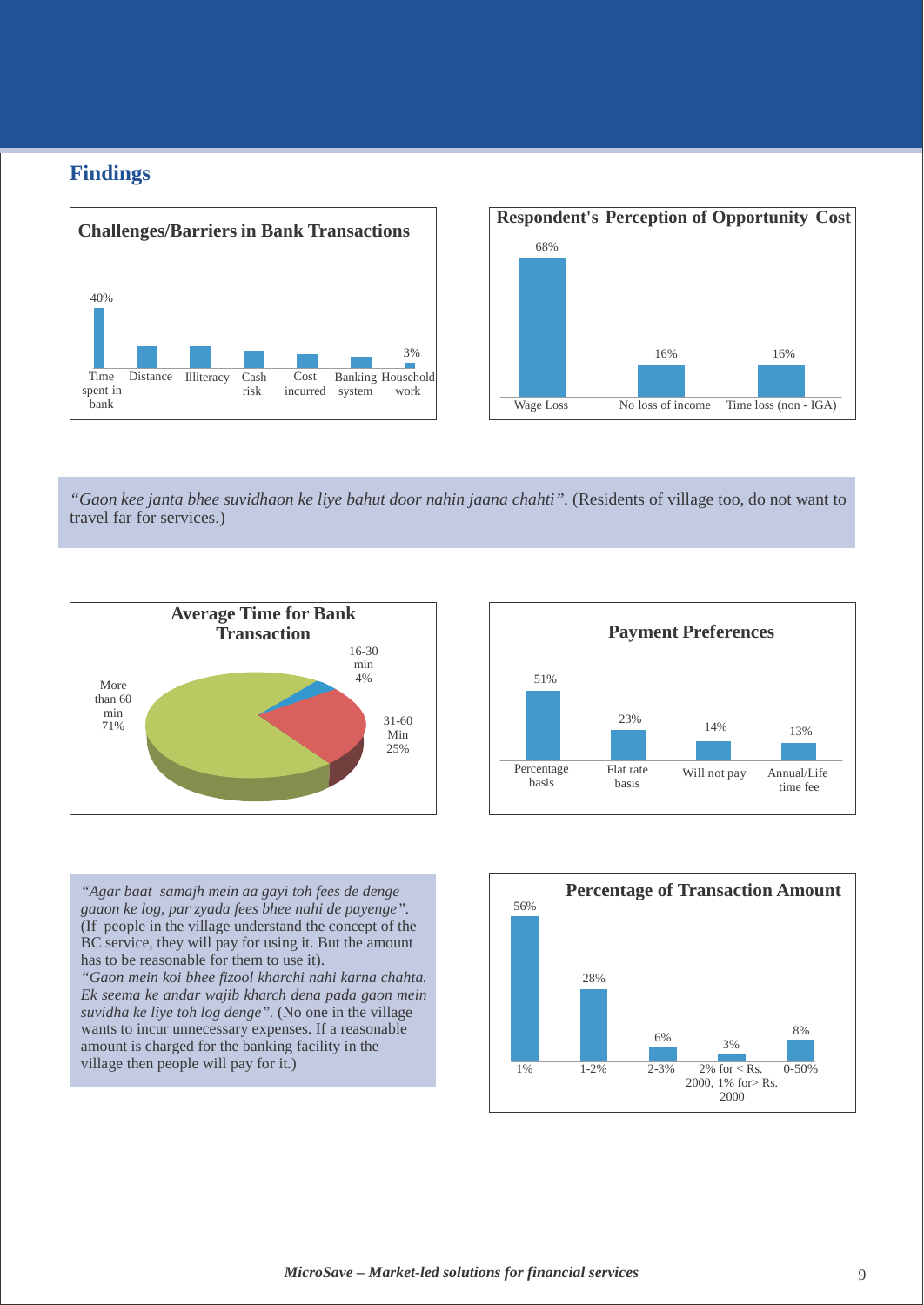## Findings

**Challenges/Barriers in Bank Transactions**

| Time spent in bank | Distance | Illiteracy | Cash risk | Cost incurred | Banking system | Household work |
|---|---|---|---|---|---|---|
| 40% | | | | | | 3% |

**Respondent's Perception of Opportunity Cost**

| Wage Loss | No loss of income | Time loss (non - IGA) |
|---|---|---|
| 68% | 16% | 16% |

*"Gaon kee janta bhee suvidhaon ke liye bahut door nahin jaana chahti".* (Residents of village too, do not want to travel far for services.)

**Average Time for Bank Transaction**

| More than 60 min | 31-60 Min | 16-30 min |
|---|---|---|
| 71% | 25% | 4% |

**Payment Preferences**

| Percentage basis | Flat rate basis | Will not pay | Annual/Life time fee |
|---|---|---|---|
| 51% | 23% | 14% | 13% |

*"Agar baat samajh mein aa gayi toh fees de denge gaaon ke log, par zyada fees bhee nahi de payenge".* (If people in the village understand the concept of the BC service, they will pay for using it. But the amount has to be reasonable for them to use it).

*"Gaon mein koi bhee fizool kharchi nahi karna chahta. Ek seema ke andar wajib kharch dena pada gaon mein suvidha ke liye toh log denge".* (No one in the village wants to incur unnecessary expenses. If a reasonable amount is charged for the banking facility in the village then people will pay for it.)

**Percentage of Transaction Amount**

| 1% | 1-2% | 2-3% | 2% for < Rs. 2000, 1% for> Rs. 2000 | 0-50% |
|---|---|---|---|---|
| 56% | 28% | 6% | 3% | 8% |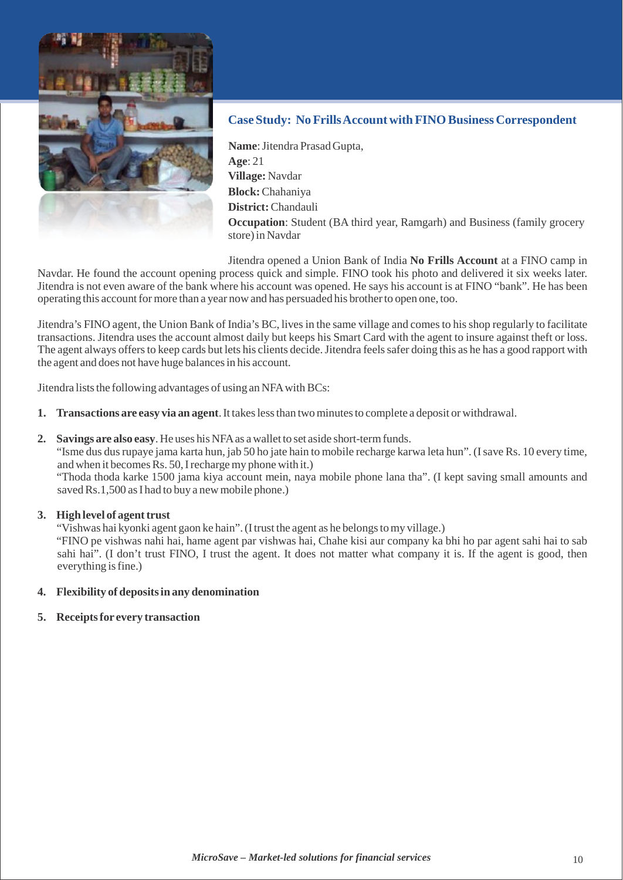## Case Study: No Frills Account with FINO Business Correspondent

**Name**: Jitendra Prasad Gupta,
**Age**: 21
**Village:** Navdar
**Block:** Chahaniya
**District:** Chandauli
**Occupation**: Student (BA third year, Ramgarh) and Business (family grocery store) in Navdar

Jitendra opened a Union Bank of India **No Frills Account** at a FINO camp in Navdar. He found the account opening process quick and simple. FINO took his photo and delivered it six weeks later. Jitendra is not even aware of the bank where his account was opened. He says his account is at FINO "bank". He has been operating this account for more than a year now and has persuaded his brother to open one, too.

Jitendra's FINO agent, the Union Bank of India's BC, lives in the same village and comes to his shop regularly to facilitate transactions. Jitendra uses the account almost daily but keeps his Smart Card with the agent to insure against theft or loss. The agent always offers to keep cards but lets his clients decide. Jitendra feels safer doing this as he has a good rapport with the agent and does not have huge balances in his account.

Jitendra lists the following advantages of using an NFA with BCs:

1. **Transactions are easy via an agent**. It takes less than two minutes to complete a deposit or withdrawal.
2. **Savings are also easy**. He uses his NFA as a wallet to set aside short-term funds.
   "Isme dus dus rupaye jama karta hun, jab 50 ho jate hain to mobile recharge karwa leta hun". (I save Rs. 10 every time, and when it becomes Rs. 50, I recharge my phone with it.)
   "Thoda thoda karke 1500 jama kiya account mein, naya mobile phone lana tha". (I kept saving small amounts and saved Rs.1,500 as I had to buy a new mobile phone.)
3. **High level of agent trust**
   "Vishwas hai kyonki agent gaon ke hain". (I trust the agent as he belongs to my village.)
   "FINO pe vishwas nahi hai, hame agent par vishwas hai, Chahe kisi aur company ka bhi ho par agent sahi hai to sab sahi hai". (I don't trust FINO, I trust the agent. It does not matter what company it is. If the agent is good, then everything is fine.)
4. **Flexibility of deposits in any denomination**
5. **Receipts for every transaction**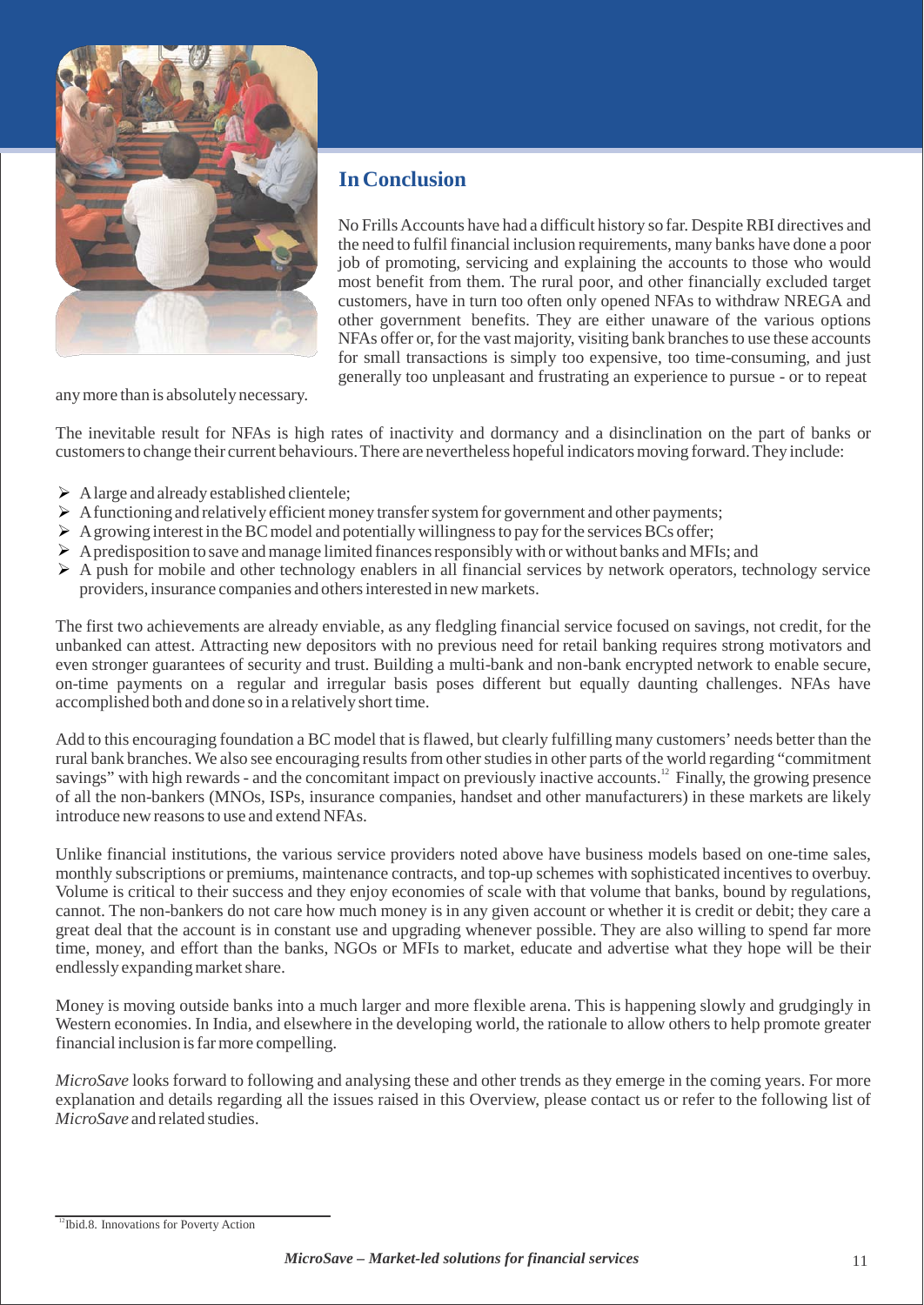## In Conclusion

No Frills Accounts have had a difficult history so far. Despite RBI directives and the need to fulfil financial inclusion requirements, many banks have done a poor job of promoting, servicing and explaining the accounts to those who would most benefit from them. The rural poor, and other financially excluded target customers, have in turn too often only opened NFAs to withdraw NREGA and other government benefits. They are either unaware of the various options NFAs offer or, for the vast majority, visiting bank branches to use these accounts for small transactions is simply too expensive, too time-consuming, and just generally too unpleasant and frustrating an experience to pursue - or to repeat any more than is absolutely necessary.

The inevitable result for NFAs is high rates of inactivity and dormancy and a disinclination on the part of banks or customers to change their current behaviours. There are nevertheless hopeful indicators moving forward. They include:

- A large and already established clientele;
- A functioning and relatively efficient money transfer system for government and other payments;
- A growing interest in the BC model and potentially willingness to pay for the services BCs offer;
- A predisposition to save and manage limited finances responsibly with or without banks and MFIs; and
- A push for mobile and other technology enablers in all financial services by network operators, technology service providers, insurance companies and others interested in new markets.

The first two achievements are already enviable, as any fledgling financial service focused on savings, not credit, for the unbanked can attest. Attracting new depositors with no previous need for retail banking requires strong motivators and even stronger guarantees of security and trust. Building a multi-bank and non-bank encrypted network to enable secure, on-time payments on a regular and irregular basis poses different but equally daunting challenges. NFAs have accomplished both and done so in a relatively short time.

Add to this encouraging foundation a BC model that is flawed, but clearly fulfilling many customers' needs better than the rural bank branches. We also see encouraging results from other studies in other parts of the world regarding "commitment savings" with high rewards - and the concomitant impact on previously inactive accounts.[12] Finally, the growing presence of all the non-bankers (MNOs, ISPs, insurance companies, handset and other manufacturers) in these markets are likely introduce new reasons to use and extend NFAs.

Unlike financial institutions, the various service providers noted above have business models based on one-time sales, monthly subscriptions or premiums, maintenance contracts, and top-up schemes with sophisticated incentives to overbuy. Volume is critical to their success and they enjoy economies of scale with that volume that banks, bound by regulations, cannot. The non-bankers do not care how much money is in any given account or whether it is credit or debit; they care a great deal that the account is in constant use and upgrading whenever possible. They are also willing to spend far more time, money, and effort than the banks, NGOs or MFIs to market, educate and advertise what they hope will be their endlessly expanding market share.

Money is moving outside banks into a much larger and more flexible arena. This is happening slowly and grudgingly in Western economies. In India, and elsewhere in the developing world, the rationale to allow others to help promote greater financial inclusion is far more compelling.

*MicroSave* looks forward to following and analysing these and other trends as they emerge in the coming years. For more explanation and details regarding all the issues raised in this Overview, please contact us or refer to the following list of *MicroSave* and related studies.

---

[12] Ibid.8. Innovations for Poverty Action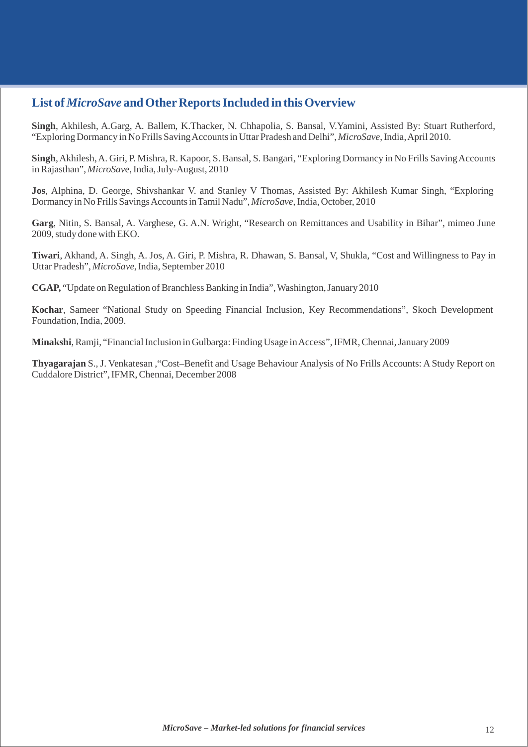## List of *MicroSave* and Other Reports Included in this Overview

**Singh**, Akhilesh, A.Garg, A. Ballem, K.Thacker, N. Chhapolia, S. Bansal, V.Yamini, Assisted By: Stuart Rutherford, "Exploring Dormancy in No Frills Saving Accounts in Uttar Pradesh and Delhi", *MicroSave*, India, April 2010.

**Singh**, Akhilesh, A. Giri, P. Mishra, R. Kapoor, S. Bansal, S. Bangari, "Exploring Dormancy in No Frills Saving Accounts in Rajasthan", *MicroSav*e, India, July-August, 2010

**Jos**, Alphina, D. George, Shivshankar V. and Stanley V Thomas, Assisted By: Akhilesh Kumar Singh, "Exploring Dormancy in No Frills Savings Accounts in Tamil Nadu", *MicroSave*, India, October, 2010

**Garg**, Nitin, S. Bansal, A. Varghese, G. A.N. Wright, "Research on Remittances and Usability in Bihar", mimeo June 2009, study done with EKO.

**Tiwari**, Akhand, A. Singh, A. Jos, A. Giri, P. Mishra, R. Dhawan, S. Bansal, V, Shukla, "Cost and Willingness to Pay in Uttar Pradesh", *MicroSave*, India, September 2010

**CGAP,** "Update on Regulation of Branchless Banking in India", Washington, January 2010

**Kochar**, Sameer "National Study on Speeding Financial Inclusion, Key Recommendations", Skoch Development Foundation, India, 2009.

**Minakshi**, Ramji, "Financial Inclusion in Gulbarga: Finding Usage in Access", IFMR, Chennai, January 2009

**Thyagarajan** S., J. Venkatesan ,"Cost–Benefit and Usage Behaviour Analysis of No Frills Accounts: A Study Report on Cuddalore District", IFMR, Chennai, December 2008